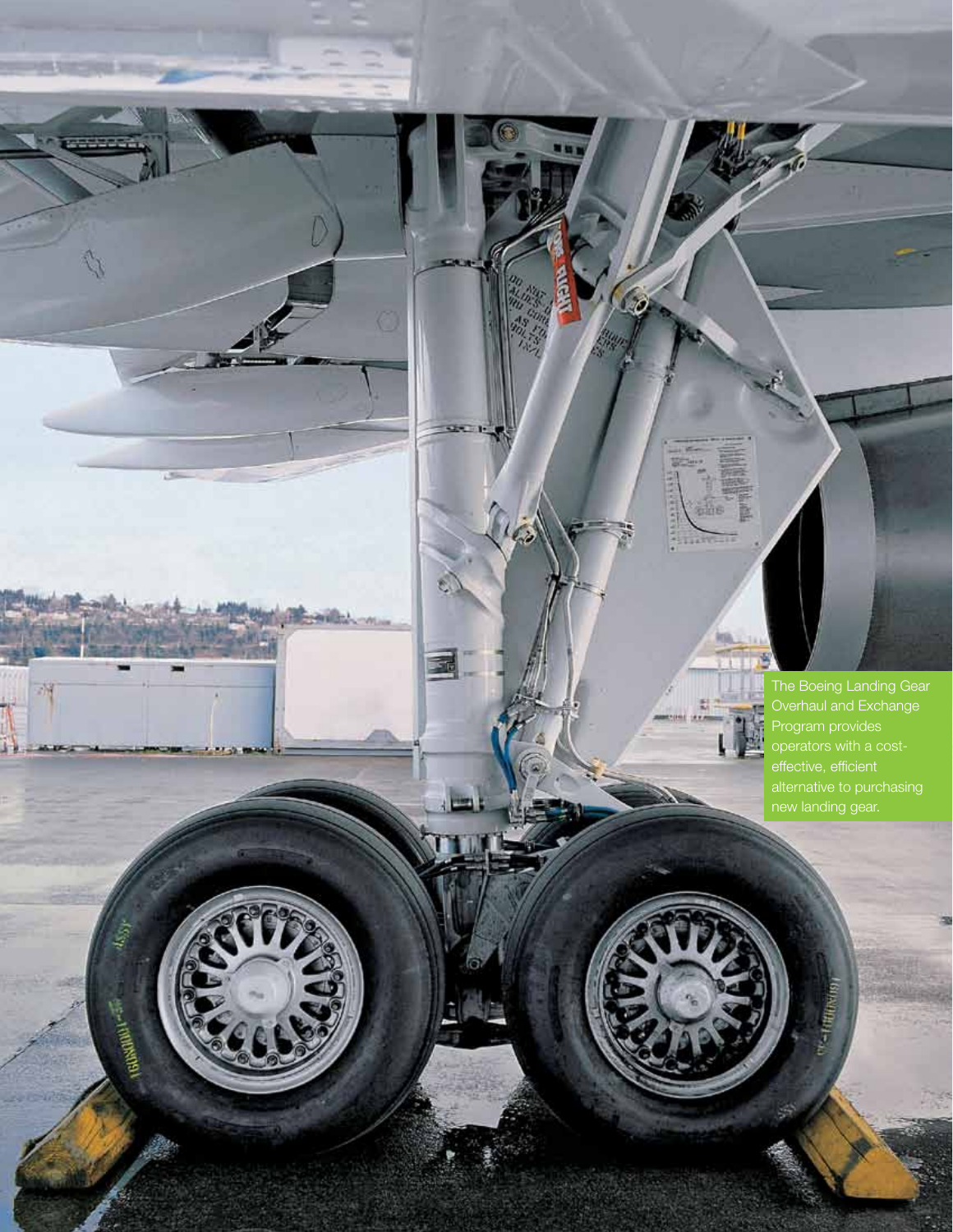The Boeing Landing Gear Overhaul and Exchange Program provides operators with a cost-effective, efficient alternative to purchasing new landing gear.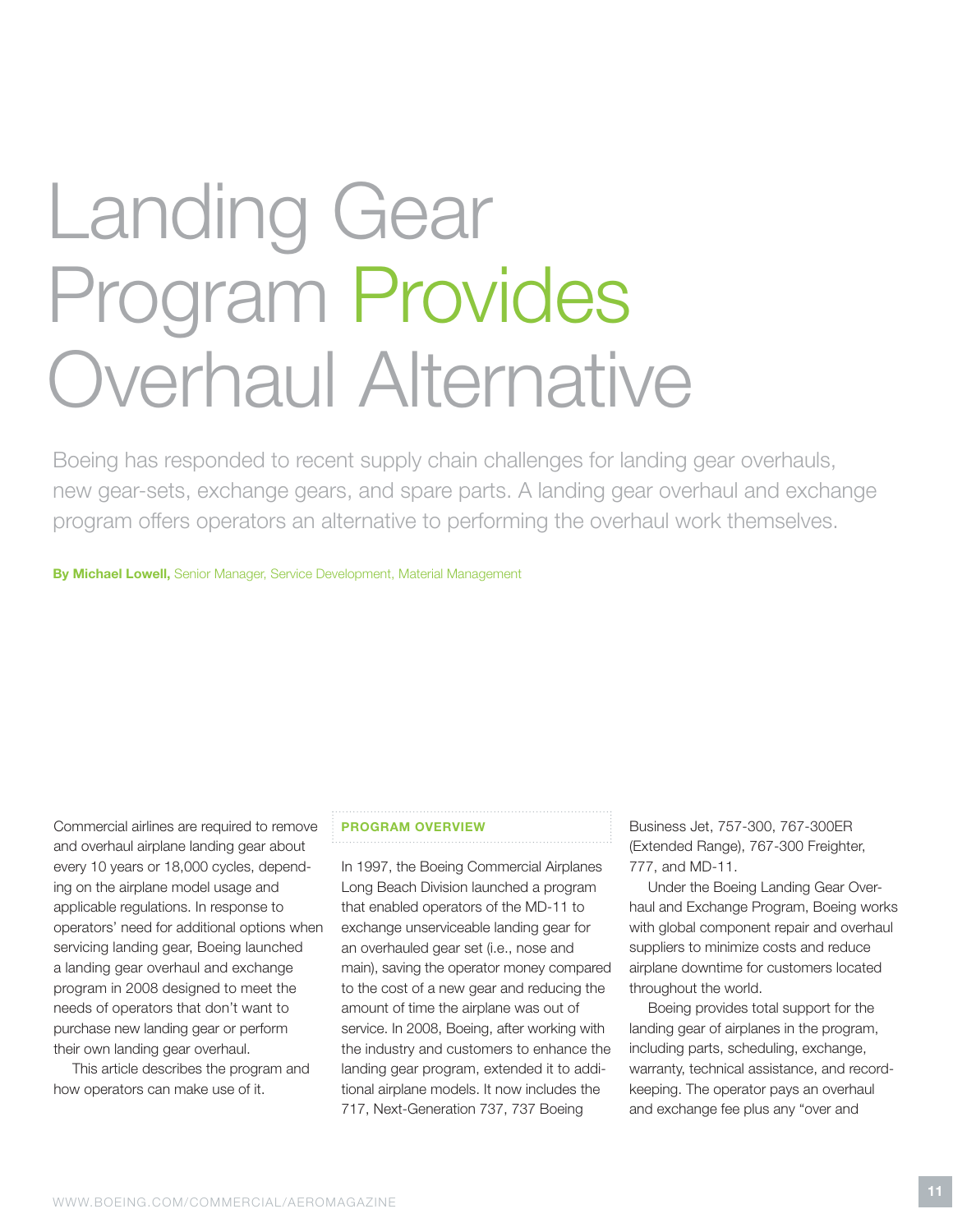# Landing Gear Program Provides Overhaul Alternative

Boeing has responded to recent supply chain challenges for landing gear overhauls, new gear-sets, exchange gears, and spare parts. A landing gear overhaul and exchange program offers operators an alternative to performing the overhaul work themselves.

**By Michael Lowell,** Senior Manager, Service Development, Material Management

Commercial airlines are required to remove and overhaul airplane landing gear about every 10 years or 18,000 cycles, depending on the airplane model usage and applicable regulations. In response to operators' need for additional options when servicing landing gear, Boeing launched a landing gear overhaul and exchange program in 2008 designed to meet the needs of operators that don't want to purchase new landing gear or perform their own landing gear overhaul.

This article describes the program and how operators can make use of it.

## PROGRAM OVERVIEW

In 1997, the Boeing Commercial Airplanes Long Beach Division launched a program that enabled operators of the MD-11 to exchange unserviceable landing gear for an overhauled gear set (i.e., nose and main), saving the operator money compared to the cost of a new gear and reducing the amount of time the airplane was out of service. In 2008, Boeing, after working with the industry and customers to enhance the landing gear program, extended it to additional airplane models. It now includes the 717, Next-Generation 737, 737 Boeing Business Jet, 757-300, 767-300ER (Extended Range), 767-300 Freighter, 777, and MD-11.

Under the Boeing Landing Gear Overhaul and Exchange Program, Boeing works with global component repair and overhaul suppliers to minimize costs and reduce airplane downtime for customers located throughout the world.

Boeing provides total support for the landing gear of airplanes in the program, including parts, scheduling, exchange, warranty, technical assistance, and recordkeeping. The operator pays an overhaul and exchange fee plus any "over and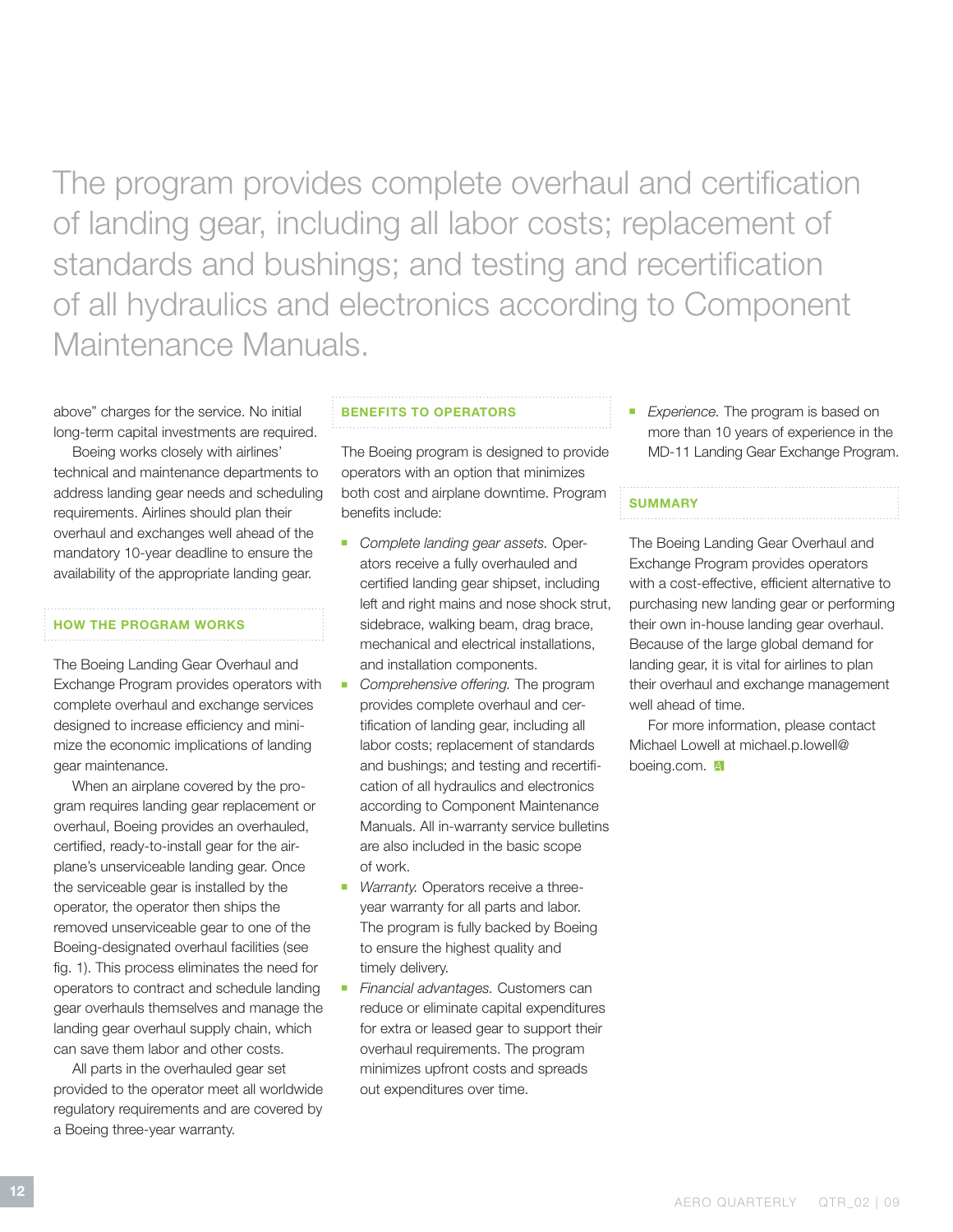> The program provides complete overhaul and certification of landing gear, including all labor costs; replacement of standards and bushings; and testing and recertification of all hydraulics and electronics according to Component Maintenance Manuals.

above" charges for the service. No initial long-term capital investments are required.

Boeing works closely with airlines' technical and maintenance departments to address landing gear needs and scheduling requirements. Airlines should plan their overhaul and exchanges well ahead of the mandatory 10-year deadline to ensure the availability of the appropriate landing gear.

## HOW THE PROGRAM WORKS

The Boeing Landing Gear Overhaul and Exchange Program provides operators with complete overhaul and exchange services designed to increase efficiency and minimize the economic implications of landing gear maintenance.

When an airplane covered by the program requires landing gear replacement or overhaul, Boeing provides an overhauled, certified, ready-to-install gear for the airplane's unserviceable landing gear. Once the serviceable gear is installed by the operator, the operator then ships the removed unserviceable gear to one of the Boeing-designated overhaul facilities (see fig. 1). This process eliminates the need for operators to contract and schedule landing gear overhauls themselves and manage the landing gear overhaul supply chain, which can save them labor and other costs.

All parts in the overhauled gear set provided to the operator meet all worldwide regulatory requirements and are covered by a Boeing three-year warranty.

## BENEFITS TO OPERATORS

The Boeing program is designed to provide operators with an option that minimizes both cost and airplane downtime. Program benefits include:

- *Complete landing gear assets.* Operators receive a fully overhauled and certified landing gear shipset, including left and right mains and nose shock strut, sidebrace, walking beam, drag brace, mechanical and electrical installations, and installation components.
- *Comprehensive offering.* The program provides complete overhaul and certification of landing gear, including all labor costs; replacement of standards and bushings; and testing and recertification of all hydraulics and electronics according to Component Maintenance Manuals. All in-warranty service bulletins are also included in the basic scope of work.
- *Warranty.* Operators receive a three-year warranty for all parts and labor. The program is fully backed by Boeing to ensure the highest quality and timely delivery.
- *Financial advantages.* Customers can reduce or eliminate capital expenditures for extra or leased gear to support their overhaul requirements. The program minimizes upfront costs and spreads out expenditures over time.
- *Experience.* The program is based on more than 10 years of experience in the MD-11 Landing Gear Exchange Program.

## SUMMARY

The Boeing Landing Gear Overhaul and Exchange Program provides operators with a cost-effective, efficient alternative to purchasing new landing gear or performing their own in-house landing gear overhaul. Because of the large global demand for landing gear, it is vital for airlines to plan their overhaul and exchange management well ahead of time.

For more information, please contact Michael Lowell at michael.p.lowell@boeing.com.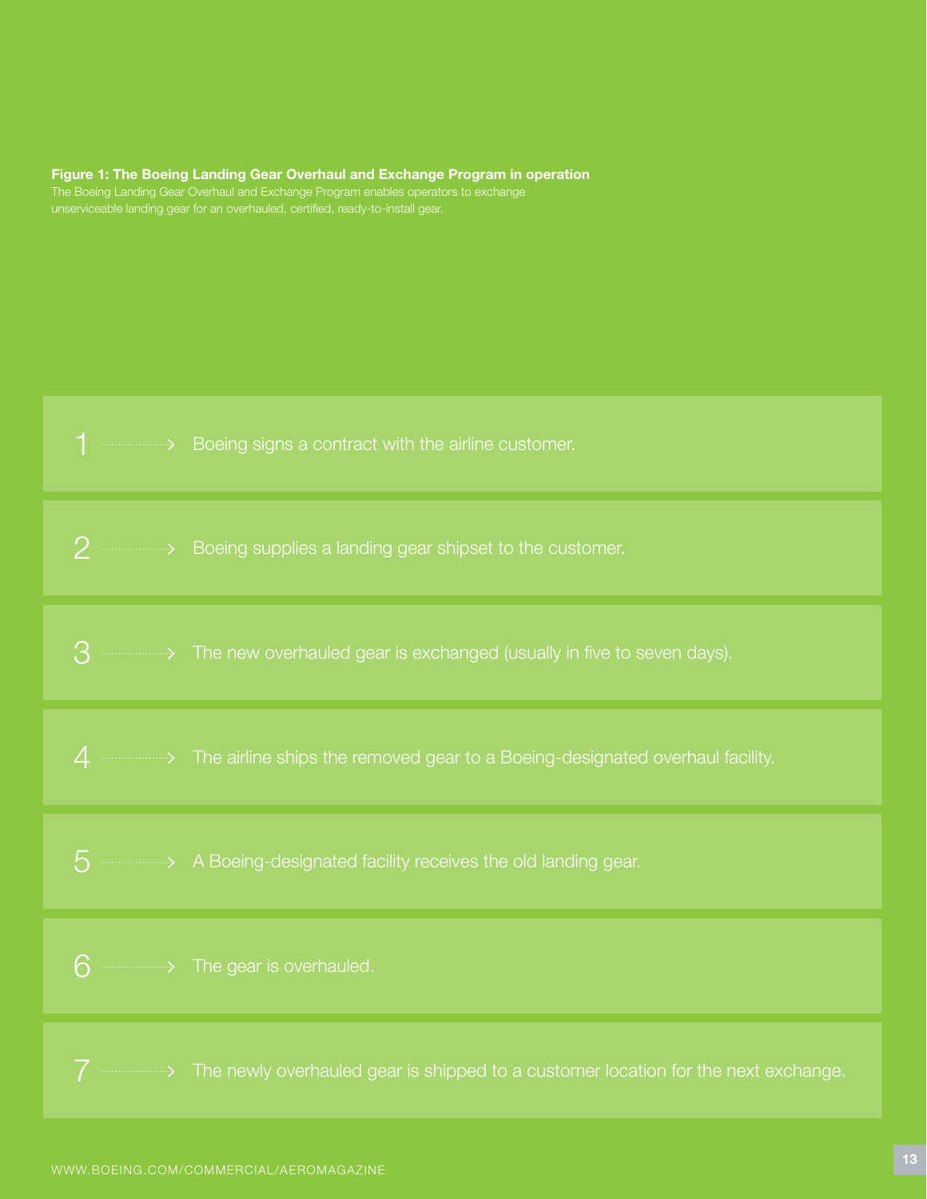**Figure 1: The Boeing Landing Gear Overhaul and Exchange Program in operation**

The Boeing Landing Gear Overhaul and Exchange Program enables operators to exchange unserviceable landing gear for an overhauled, certified, ready-to-install gear.

1. Boeing signs a contract with the airline customer.
2. Boeing supplies a landing gear shipset to the customer.
3. The new overhauled gear is exchanged (usually in five to seven days).
4. The airline ships the removed gear to a Boeing-designated overhaul facility.
5. A Boeing-designated facility receives the old landing gear.
6. The gear is overhauled.
7. The newly overhauled gear is shipped to a customer location for the next exchange.